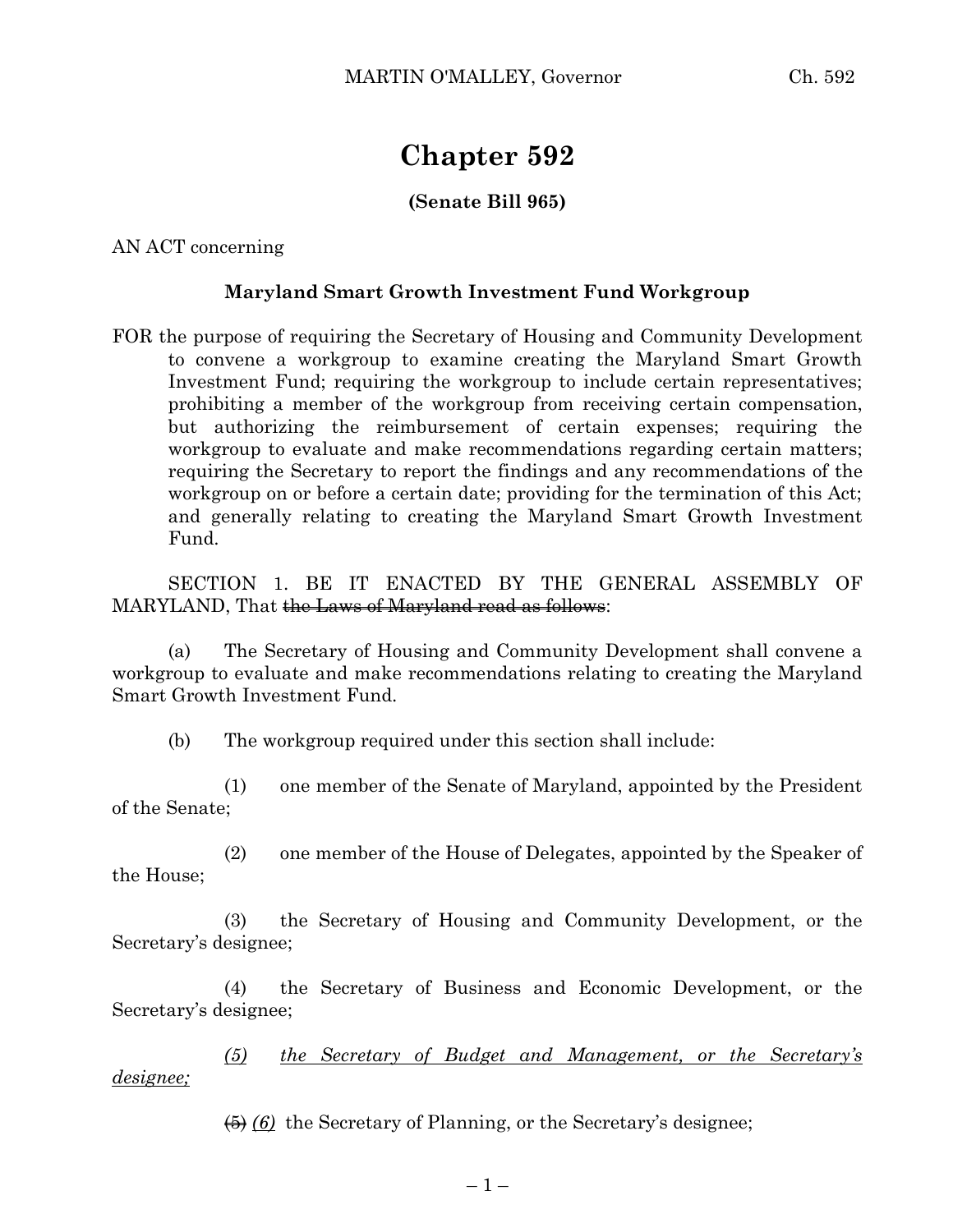# Chapter 592

**(Senate Bill 965)**

AN ACT concerning

**Maryland Smart Growth Investment Fund Workgroup**

FOR the purpose of requiring the Secretary of Housing and Community Development to convene a workgroup to examine creating the Maryland Smart Growth Investment Fund; requiring the workgroup to include certain representatives; prohibiting a member of the workgroup from receiving certain compensation, but authorizing the reimbursement of certain expenses; requiring the workgroup to evaluate and make recommendations regarding certain matters; requiring the Secretary to report the findings and any recommendations of the workgroup on or before a certain date; providing for the termination of this Act; and generally relating to creating the Maryland Smart Growth Investment Fund.

SECTION 1. BE IT ENACTED BY THE GENERAL ASSEMBLY OF MARYLAND, That ~~the Laws of Maryland read as follows~~:

(a) The Secretary of Housing and Community Development shall convene a workgroup to evaluate and make recommendations relating to creating the Maryland Smart Growth Investment Fund.

(b) The workgroup required under this section shall include:

(1) one member of the Senate of Maryland, appointed by the President of the Senate;

(2) one member of the House of Delegates, appointed by the Speaker of the House;

(3) the Secretary of Housing and Community Development, or the Secretary's designee;

(4) the Secretary of Business and Economic Development, or the Secretary's designee;

*(5) the Secretary of Budget and Management, or the Secretary's designee;*

~~(5)~~ *(6)* the Secretary of Planning, or the Secretary's designee;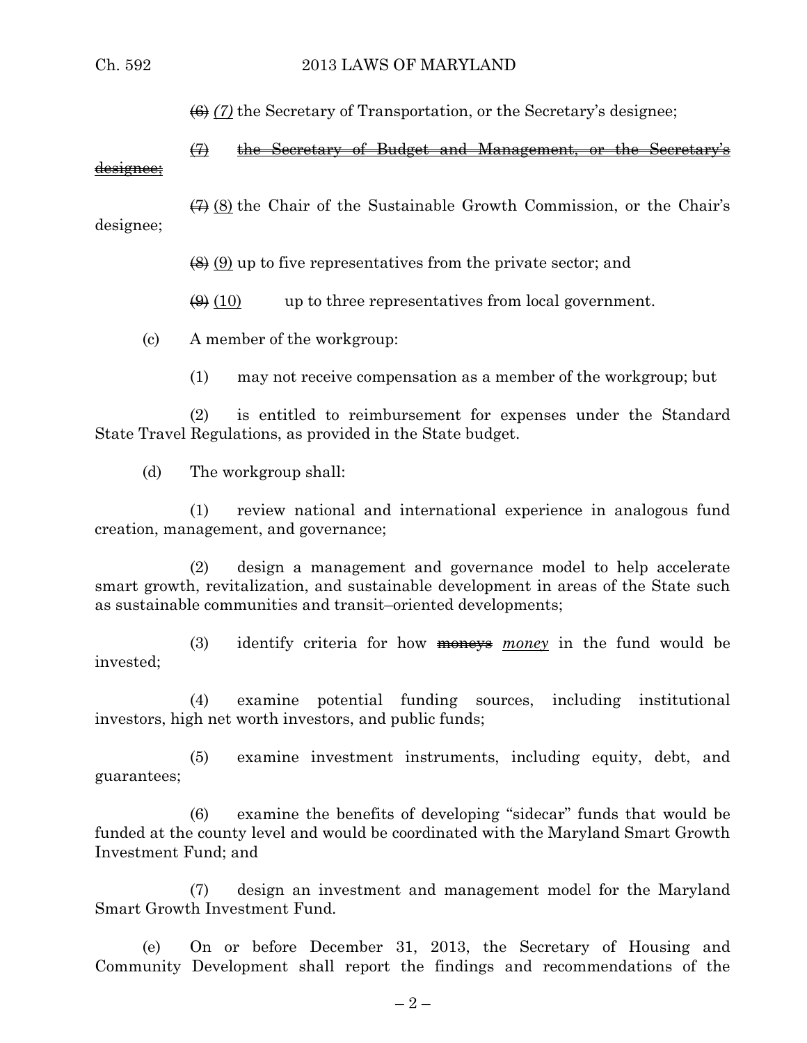~~(6)~~ *(7)* the Secretary of Transportation, or the Secretary's designee;

~~(7) the Secretary of Budget and Management, or the Secretary's designee;~~

~~(7)~~ (8) the Chair of the Sustainable Growth Commission, or the Chair's designee;

~~(8)~~ (9) up to five representatives from the private sector; and

~~(9)~~ (10) up to three representatives from local government.

(c) A member of the workgroup:

(1) may not receive compensation as a member of the workgroup; but

(2) is entitled to reimbursement for expenses under the Standard State Travel Regulations, as provided in the State budget.

(d) The workgroup shall:

(1) review national and international experience in analogous fund creation, management, and governance;

(2) design a management and governance model to help accelerate smart growth, revitalization, and sustainable development in areas of the State such as sustainable communities and transit–oriented developments;

(3) identify criteria for how ~~moneys~~ *money* in the fund would be invested;

(4) examine potential funding sources, including institutional investors, high net worth investors, and public funds;

(5) examine investment instruments, including equity, debt, and guarantees;

(6) examine the benefits of developing "sidecar" funds that would be funded at the county level and would be coordinated with the Maryland Smart Growth Investment Fund; and

(7) design an investment and management model for the Maryland Smart Growth Investment Fund.

(e) On or before December 31, 2013, the Secretary of Housing and Community Development shall report the findings and recommendations of the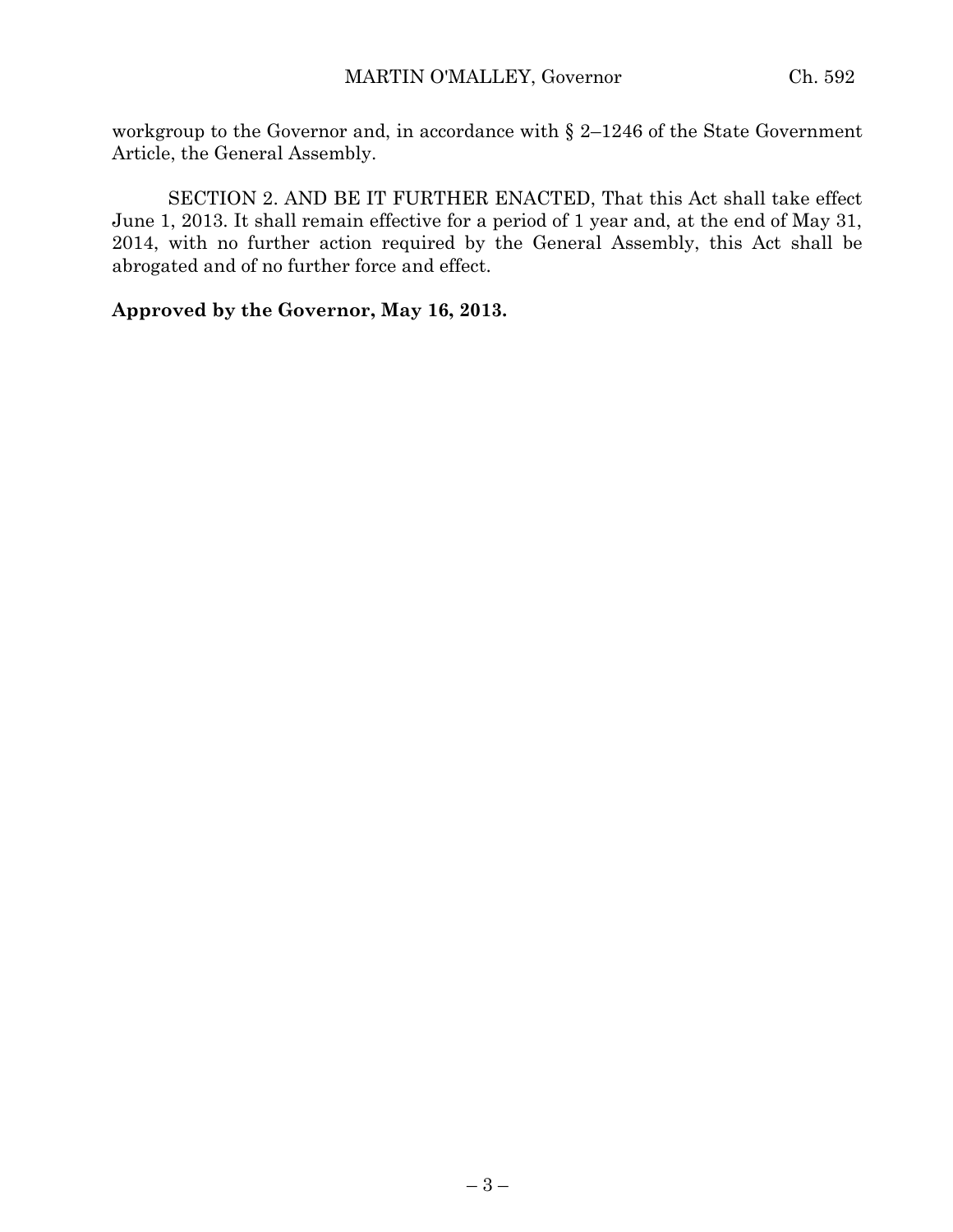workgroup to the Governor and, in accordance with § 2–1246 of the State Government Article, the General Assembly.

SECTION 2. AND BE IT FURTHER ENACTED, That this Act shall take effect June 1, 2013. It shall remain effective for a period of 1 year and, at the end of May 31, 2014, with no further action required by the General Assembly, this Act shall be abrogated and of no further force and effect.

**Approved by the Governor, May 16, 2013.**